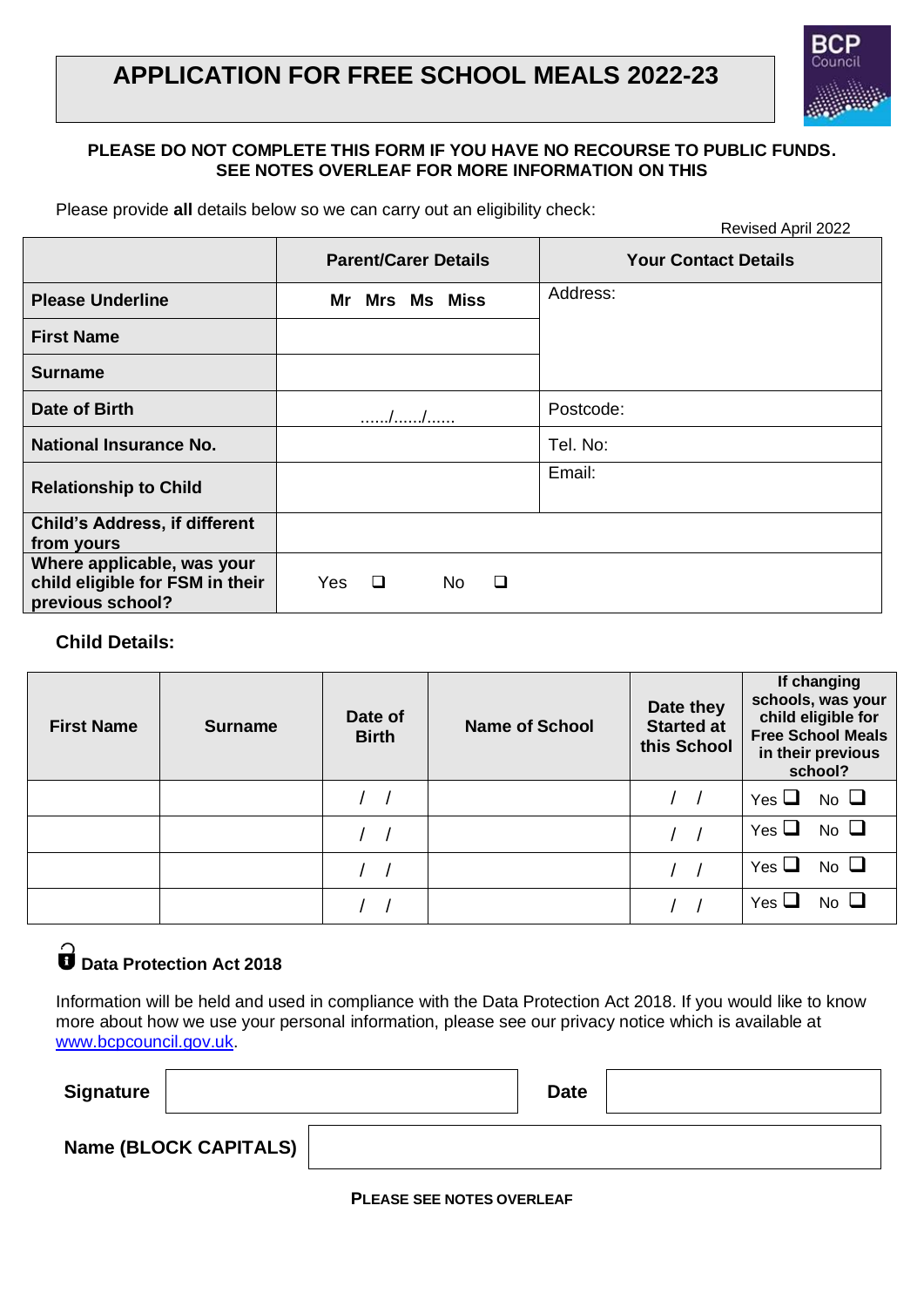# APPLICATION FOR FREE SCHOOL MEALS 2022-23

**PLEASE DO NOT COMPLETE THIS FORM IF YOU HAVE NO RECOURSE TO PUBLIC FUNDS. SEE NOTES OVERLEAF FOR MORE INFORMATION ON THIS**

Please provide **all** details below so we can carry out an eligibility check:

Revised April 2022

| | Parent/Carer Details | Your Contact Details |
|---|---|---|
| **Please Underline** | **Mr Mrs Ms Miss** | Address: |
| **First Name** | | |
| **Surname** | | |
| **Date of Birth** | ....../....../...... | Postcode: |
| **National Insurance No.** | | Tel. No: |
| **Relationship to Child** | | Email: |
| **Child's Address, if different from yours** | | |
| **Where applicable, was your child eligible for FSM in their previous school?** | Yes ❑ No ❑ | |

**Child Details:**

| First Name | Surname | Date of Birth | Name of School | Date they Started at this School | If changing schools, was your child eligible for Free School Meals in their previous school? |
|---|---|---|---|---|---|
| | | / / | | / / | Yes ❑ No ❑ |
| | | / / | | / / | Yes ❑ No ❑ |
| | | / / | | / / | Yes ❑ No ❑ |
| | | / / | | / / | Yes ❑ No ❑ |

### Data Protection Act 2018

Information will be held and used in compliance with the Data Protection Act 2018. If you would like to know more about how we use your personal information, please see our privacy notice which is available at www.bcpcouncil.gov.uk.

| **Signature** | | **Date** | |
|---|---|---|---|
| **Name (BLOCK CAPITALS)** | | | |

**PLEASE SEE NOTES OVERLEAF**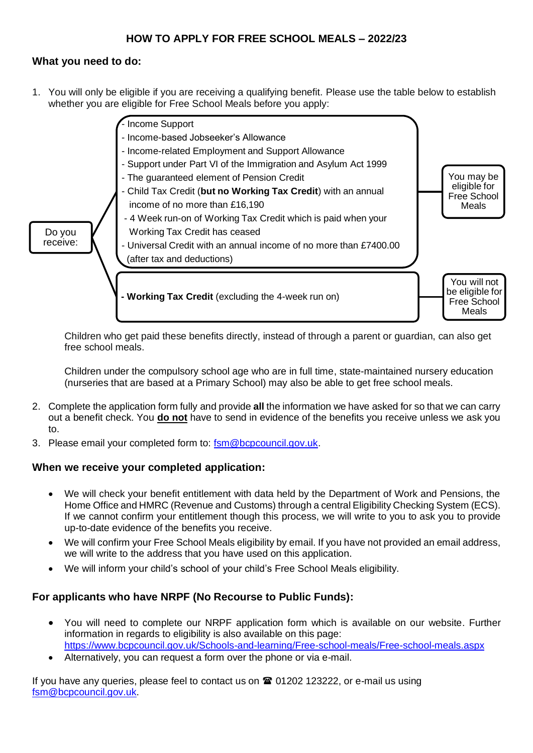## HOW TO APPLY FOR FREE SCHOOL MEALS – 2022/23

### What you need to do:

1. You will only be eligible if you are receiving a qualifying benefit. Please use the table below to establish whether you are eligible for Free School Meals before you apply:

Do you receive:

- Income Support
- Income-based Jobseeker's Allowance
- Income-related Employment and Support Allowance
- Support under Part VI of the Immigration and Asylum Act 1999
- The guaranteed element of Pension Credit
- Child Tax Credit (**but no Working Tax Credit**) with an annual income of no more than £16,190
- 4 Week run-on of Working Tax Credit which is paid when your Working Tax Credit has ceased
- Universal Credit with an annual income of no more than £7400.00 (after tax and deductions)

→ You may be eligible for Free School Meals

- **Working Tax Credit** (excluding the 4-week run on)

→ You will not be eligible for Free School Meals

Children who get paid these benefits directly, instead of through a parent or guardian, can also get free school meals.

Children under the compulsory school age who are in full time, state-maintained nursery education (nurseries that are based at a Primary School) may also be able to get free school meals.

2. Complete the application form fully and provide **all** the information we have asked for so that we can carry out a benefit check. You **do not** have to send in evidence of the benefits you receive unless we ask you to.
3. Please email your completed form to: fsm@bcpcouncil.gov.uk.

### When we receive your completed application:

- We will check your benefit entitlement with data held by the Department of Work and Pensions, the Home Office and HMRC (Revenue and Customs) through a central Eligibility Checking System (ECS). If we cannot confirm your entitlement though this process, we will write to you to ask you to provide up-to-date evidence of the benefits you receive.
- We will confirm your Free School Meals eligibility by email. If you have not provided an email address, we will write to the address that you have used on this application.
- We will inform your child's school of your child's Free School Meals eligibility.

### For applicants who have NRPF (No Recourse to Public Funds):

- You will need to complete our NRPF application form which is available on our website. Further information in regards to eligibility is also available on this page: https://www.bcpcouncil.gov.uk/Schools-and-learning/Free-school-meals/Free-school-meals.aspx
- Alternatively, you can request a form over the phone or via e-mail.

If you have any queries, please feel to contact us on ☎ 01202 123222, or e-mail us using fsm@bcpcouncil.gov.uk.